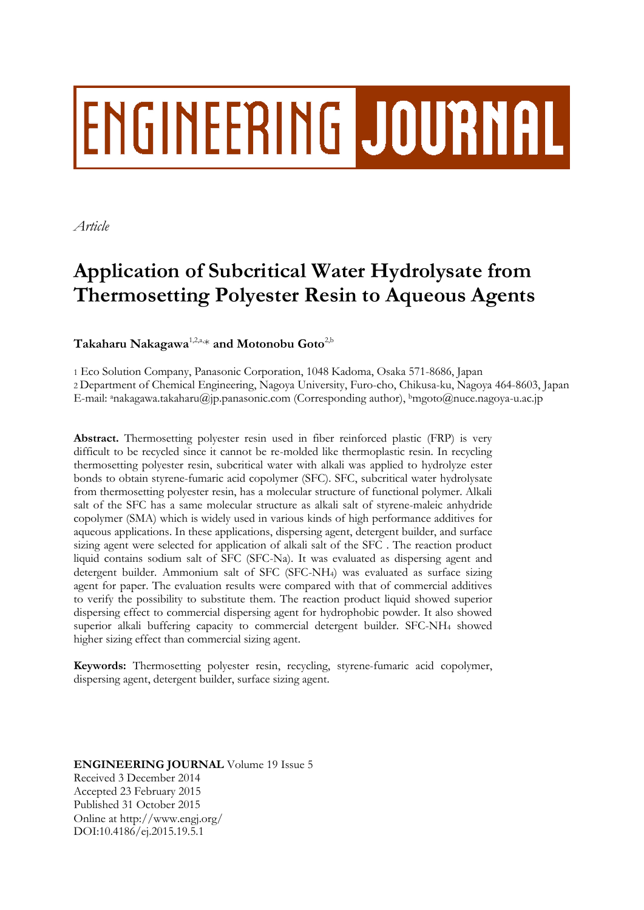# ENGINEERING JOURNAL

*Article*

# Application of Subcritical Water Hydrolysate from Thermosetting Polyester Resin to Aqueous Agents

**Takaharu Nakagawa**[1,2,a,*] **and Motonobu Goto**[2,b]

1 Eco Solution Company, Panasonic Corporation, 1048 Kadoma, Osaka 571-8686, Japan
2 Department of Chemical Engineering, Nagoya University, Furo-cho, Chikusa-ku, Nagoya 464-8603, Japan
E-mail: [a]nakagawa.takaharu@jp.panasonic.com (Corresponding author), [b]mgoto@nuce.nagoya-u.ac.jp

**Abstract.** Thermosetting polyester resin used in fiber reinforced plastic (FRP) is very difficult to be recycled since it cannot be re-molded like thermoplastic resin. In recycling thermosetting polyester resin, subcritical water with alkali was applied to hydrolyze ester bonds to obtain styrene-fumaric acid copolymer (SFC). SFC, subcritical water hydrolysate from thermosetting polyester resin, has a molecular structure of functional polymer. Alkali salt of the SFC has a same molecular structure as alkali salt of styrene-maleic anhydride copolymer (SMA) which is widely used in various kinds of high performance additives for aqueous applications. In these applications, dispersing agent, detergent builder, and surface sizing agent were selected for application of alkali salt of the SFC . The reaction product liquid contains sodium salt of SFC (SFC-Na). It was evaluated as dispersing agent and detergent builder. Ammonium salt of SFC (SFC-$NH_4$) was evaluated as surface sizing agent for paper. The evaluation results were compared with that of commercial additives to verify the possibility to substitute them. The reaction product liquid showed superior dispersing effect to commercial dispersing agent for hydrophobic powder. It also showed superior alkali buffering capacity to commercial detergent builder. SFC-$NH_4$ showed higher sizing effect than commercial sizing agent.

**Keywords:** Thermosetting polyester resin, recycling, styrene-fumaric acid copolymer, dispersing agent, detergent builder, surface sizing agent.

**ENGINEERING JOURNAL** Volume 19 Issue 5
Received 3 December 2014
Accepted 23 February 2015
Published 31 October 2015
Online at http://www.engj.org/
DOI:10.4186/ej.2015.19.5.1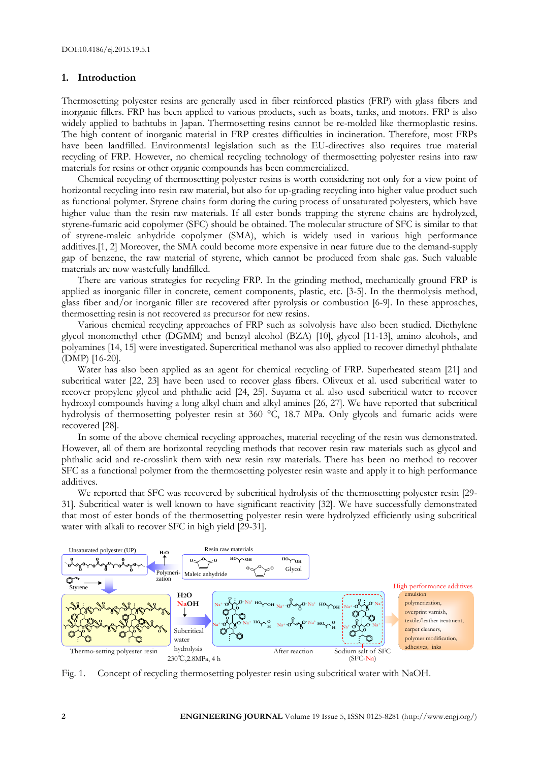DOI:10.4186/ej.2015.19.5.1

## 1. Introduction

Thermosetting polyester resins are generally used in fiber reinforced plastics (FRP) with glass fibers and inorganic fillers. FRP has been applied to various products, such as boats, tanks, and motors. FRP is also widely applied to bathtubs in Japan. Thermosetting resins cannot be re-molded like thermoplastic resins. The high content of inorganic material in FRP creates difficulties in incineration. Therefore, most FRPs have been landfilled. Environmental legislation such as the EU-directives also requires true material recycling of FRP. However, no chemical recycling technology of thermosetting polyester resins into raw materials for resins or other organic compounds has been commercialized.

Chemical recycling of thermosetting polyester resins is worth considering not only for a view point of horizontal recycling into resin raw material, but also for up-grading recycling into higher value product such as functional polymer. Styrene chains form during the curing process of unsaturated polyesters, which have higher value than the resin raw materials. If all ester bonds trapping the styrene chains are hydrolyzed, styrene-fumaric acid copolymer (SFC) should be obtained. The molecular structure of SFC is similar to that of styrene-maleic anhydride copolymer (SMA), which is widely used in various high performance additives.[1, 2] Moreover, the SMA could become more expensive in near future due to the demand-supply gap of benzene, the raw material of styrene, which cannot be produced from shale gas. Such valuable materials are now wastefully landfilled.

There are various strategies for recycling FRP. In the grinding method, mechanically ground FRP is applied as inorganic filler in concrete, cement components, plastic, etc. [3-5]. In the thermolysis method, glass fiber and/or inorganic filler are recovered after pyrolysis or combustion [6-9]. In these approaches, thermosetting resin is not recovered as precursor for new resins.

Various chemical recycling approaches of FRP such as solvolysis have also been studied. Diethylene glycol monomethyl ether (DGMM) and benzyl alcohol (BZA) [10], glycol [11-13], amino alcohols, and polyamines [14, 15] were investigated. Supercritical methanol was also applied to recover dimethyl phthalate (DMP) [16-20].

Water has also been applied as an agent for chemical recycling of FRP. Superheated steam [21] and subcritical water [22, 23] have been used to recover glass fibers. Oliveux et al. used subcritical water to recover propylene glycol and phthalic acid [24, 25]. Suyama et al. also used subcritical water to recover hydroxyl compounds having a long alkyl chain and alkyl amines [26, 27]. We have reported that subcritical hydrolysis of thermosetting polyester resin at 360 °C, 18.7 MPa. Only glycols and fumaric acids were recovered [28].

In some of the above chemical recycling approaches, material recycling of the resin was demonstrated. However, all of them are horizontal recycling methods that recover resin raw materials such as glycol and phthalic acid and re-crosslink them with new resin raw materials. There has been no method to recover SFC as a functional polymer from the thermosetting polyester resin waste and apply it to high performance additives.

We reported that SFC was recovered by subcritical hydrolysis of the thermosetting polyester resin [29-31]. Subcritical water is well known to have significant reactivity [32]. We have successfully demonstrated that most of ester bonds of the thermosetting polyester resin were hydrolyzed efficiently using subcritical water with alkali to recover SFC in high yield [29-31].

Fig. 1. Concept of recycling thermosetting polyester resin using subcritical water with NaOH.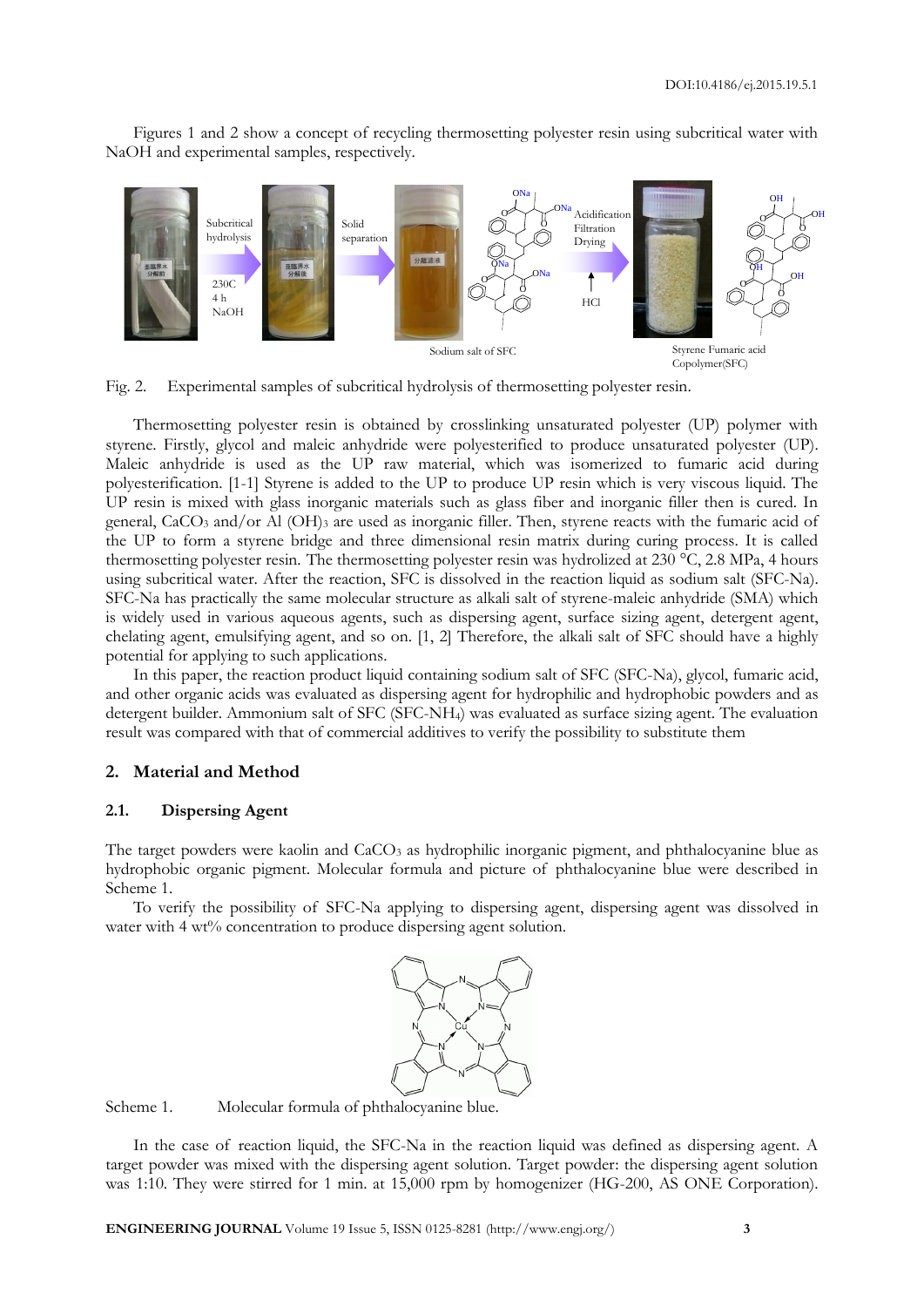Figures 1 and 2 show a concept of recycling thermosetting polyester resin using subcritical water with NaOH and experimental samples, respectively.

Fig. 2. Experimental samples of subcritical hydrolysis of thermosetting polyester resin.

Thermosetting polyester resin is obtained by crosslinking unsaturated polyester (UP) polymer with styrene. Firstly, glycol and maleic anhydride were polyesterified to produce unsaturated polyester (UP). Maleic anhydride is used as the UP raw material, which was isomerized to fumaric acid during polyesterification. [1-1] Styrene is added to the UP to produce UP resin which is very viscous liquid. The UP resin is mixed with glass inorganic materials such as glass fiber and inorganic filler then is cured. In general, $CaCO_3$ and/or Al $(OH)_3$ are used as inorganic filler. Then, styrene reacts with the fumaric acid of the UP to form a styrene bridge and three dimensional resin matrix during curing process. It is called thermosetting polyester resin. The thermosetting polyester resin was hydrolized at 230 °C, 2.8 MPa, 4 hours using subcritical water. After the reaction, SFC is dissolved in the reaction liquid as sodium salt (SFC-Na). SFC-Na has practically the same molecular structure as alkali salt of styrene-maleic anhydride (SMA) which is widely used in various aqueous agents, such as dispersing agent, surface sizing agent, detergent agent, chelating agent, emulsifying agent, and so on. [1, 2] Therefore, the alkali salt of SFC should have a highly potential for applying to such applications.

In this paper, the reaction product liquid containing sodium salt of SFC (SFC-Na), glycol, fumaric acid, and other organic acids was evaluated as dispersing agent for hydrophilic and hydrophobic powders and as detergent builder. Ammonium salt of SFC ($SFC\text{-}NH_4$) was evaluated as surface sizing agent. The evaluation result was compared with that of commercial additives to verify the possibility to substitute them

## 2. Material and Method

### 2.1. Dispersing Agent

The target powders were kaolin and $CaCO_3$ as hydrophilic inorganic pigment, and phthalocyanine blue as hydrophobic organic pigment. Molecular formula and picture of phthalocyanine blue were described in Scheme 1.

To verify the possibility of SFC-Na applying to dispersing agent, dispersing agent was dissolved in water with 4 wt% concentration to produce dispersing agent solution.

Scheme 1. Molecular formula of phthalocyanine blue.

In the case of reaction liquid, the SFC-Na in the reaction liquid was defined as dispersing agent. A target powder was mixed with the dispersing agent solution. Target powder: the dispersing agent solution was 1:10. They were stirred for 1 min. at 15,000 rpm by homogenizer (HG-200, AS ONE Corporation).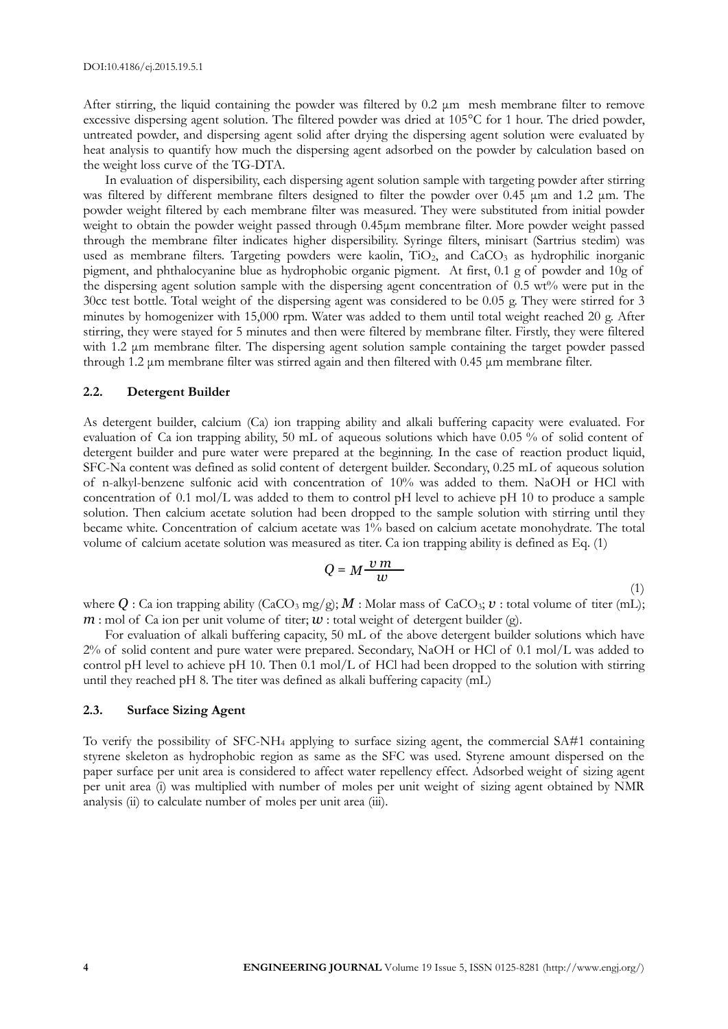After stirring, the liquid containing the powder was filtered by 0.2 μm mesh membrane filter to remove excessive dispersing agent solution. The filtered powder was dried at 105°C for 1 hour. The dried powder, untreated powder, and dispersing agent solid after drying the dispersing agent solution were evaluated by heat analysis to quantify how much the dispersing agent adsorbed on the powder by calculation based on the weight loss curve of the TG-DTA.

In evaluation of dispersibility, each dispersing agent solution sample with targeting powder after stirring was filtered by different membrane filters designed to filter the powder over 0.45 μm and 1.2 μm. The powder weight filtered by each membrane filter was measured. They were substituted from initial powder weight to obtain the powder weight passed through 0.45μm membrane filter. More powder weight passed through the membrane filter indicates higher dispersibility. Syringe filters, minisart (Sartrius stedim) was used as membrane filters. Targeting powders were kaolin, $TiO_2$, and $CaCO_3$ as hydrophilic inorganic pigment, and phthalocyanine blue as hydrophobic organic pigment. At first, 0.1 g of powder and 10g of the dispersing agent solution sample with the dispersing agent concentration of 0.5 wt% were put in the 30cc test bottle. Total weight of the dispersing agent was considered to be 0.05 g. They were stirred for 3 minutes by homogenizer with 15,000 rpm. Water was added to them until total weight reached 20 g. After stirring, they were stayed for 5 minutes and then were filtered by membrane filter. Firstly, they were filtered with 1.2 μm membrane filter. The dispersing agent solution sample containing the target powder passed through 1.2 μm membrane filter was stirred again and then filtered with 0.45 μm membrane filter.

### 2.2. Detergent Builder

As detergent builder, calcium (Ca) ion trapping ability and alkali buffering capacity were evaluated. For evaluation of Ca ion trapping ability, 50 mL of aqueous solutions which have 0.05 % of solid content of detergent builder and pure water were prepared at the beginning. In the case of reaction product liquid, SFC-Na content was defined as solid content of detergent builder. Secondary, 0.25 mL of aqueous solution of n-alkyl-benzene sulfonic acid with concentration of 10% was added to them. NaOH or HCl with concentration of 0.1 mol/L was added to them to control pH level to achieve pH 10 to produce a sample solution. Then calcium acetate solution had been dropped to the sample solution with stirring until they became white. Concentration of calcium acetate was 1% based on calcium acetate monohydrate. The total volume of calcium acetate solution was measured as titer. Ca ion trapping ability is defined as Eq. (1)

$$Q = M\frac{v\,m}{w} \tag{1}$$

where $Q$ : Ca ion trapping ability ($CaCO_3$ mg/g); $M$ : Molar mass of $CaCO_3$; $v$ : total volume of titer (mL); $m$ : mol of Ca ion per unit volume of titer; $w$ : total weight of detergent builder (g).

For evaluation of alkali buffering capacity, 50 mL of the above detergent builder solutions which have 2% of solid content and pure water were prepared. Secondary, NaOH or HCl of 0.1 mol/L was added to control pH level to achieve pH 10. Then 0.1 mol/L of HCl had been dropped to the solution with stirring until they reached pH 8. The titer was defined as alkali buffering capacity (mL)

### 2.3. Surface Sizing Agent

To verify the possibility of SFC-$NH_4$ applying to surface sizing agent, the commercial SA#1 containing styrene skeleton as hydrophobic region as same as the SFC was used. Styrene amount dispersed on the paper surface per unit area is considered to affect water repellency effect. Adsorbed weight of sizing agent per unit area (i) was multiplied with number of moles per unit weight of sizing agent obtained by NMR analysis (ii) to calculate number of moles per unit area (iii).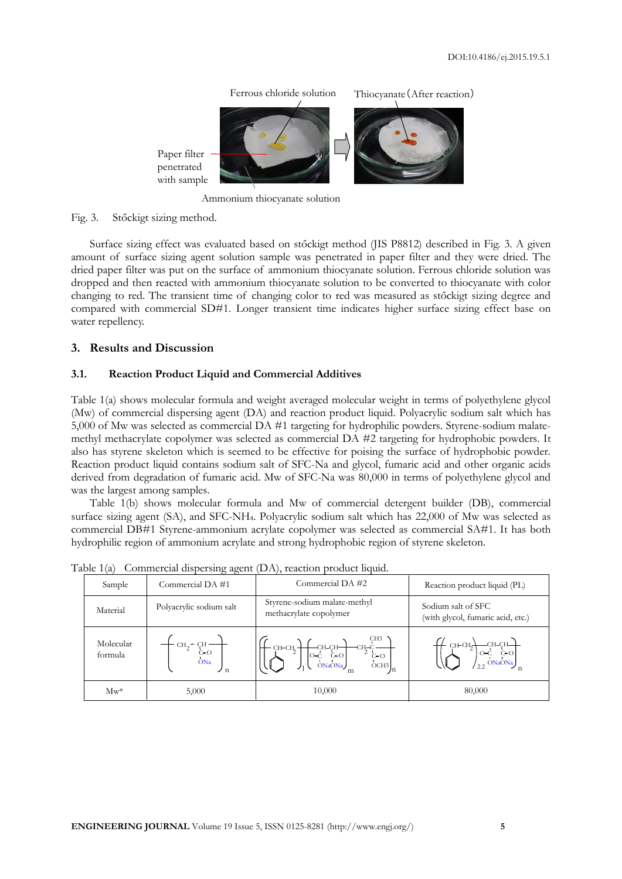Fig. 3. Stőckigt sizing method.

Surface sizing effect was evaluated based on stőckigt method (JIS P8812) described in Fig. 3. A given amount of surface sizing agent solution sample was penetrated in paper filter and they were dried. The dried paper filter was put on the surface of ammonium thiocyanate solution. Ferrous chloride solution was dropped and then reacted with ammonium thiocyanate solution to be converted to thiocyanate with color changing to red. The transient time of changing color to red was measured as stőckigt sizing degree and compared with commercial SD#1. Longer transient time indicates higher surface sizing effect base on water repellency.

## 3. Results and Discussion

### 3.1. Reaction Product Liquid and Commercial Additives

Table 1(a) shows molecular formula and weight averaged molecular weight in terms of polyethylene glycol (Mw) of commercial dispersing agent (DA) and reaction product liquid. Polyacrylic sodium salt which has 5,000 of Mw was selected as commercial DA #1 targeting for hydrophilic powders. Styrene-sodium malate-methyl methacrylate copolymer was selected as commercial DA #2 targeting for hydrophobic powders. It also has styrene skeleton which is seemed to be effective for poising the surface of hydrophobic powder. Reaction product liquid contains sodium salt of SFC-Na and glycol, fumaric acid and other organic acids derived from degradation of fumaric acid. Mw of SFC-Na was 80,000 in terms of polyethylene glycol and was the largest among samples.

Table 1(b) shows molecular formula and Mw of commercial detergent builder (DB), commercial surface sizing agent (SA), and SFC-$NH_4$. Polyacrylic sodium salt which has 22,000 of Mw was selected as commercial DB#1 Styrene-ammonium acrylate copolymer was selected as commercial SA#1. It has both hydrophilic region of ammonium acrylate and strong hydrophobic region of styrene skeleton.

Table 1(a) Commercial dispersing agent (DA), reaction product liquid.

| Sample | Commercial DA #1 | Commercial DA #2 | Reaction product liquid (PL) |
|---|---|---|---|
| Material | Polyacrylic sodium salt | Styrene-sodium malate-methyl methacrylate copolymer | Sodium salt of SFC (with glycol, fumaric acid, etc.) |
| Molecular formula | $-[CH_2-CH(C{=}O)(ONa)]_n-$ | $[(CH-CH_2(C_6H_5))_l(CH(C{=}O\,ONa)-CH(C{=}O\,ONa))_m(CH_2-C(CH_3)(C{=}O\,OCH_3))_n]$ | $[(CH-CH_2(C_6H_5))_{2.2}(CH(C{=}O\,ONa)-CH(C{=}O\,ONa))]_n$ |
| Mw* | 5,000 | 10,000 | 80,000 |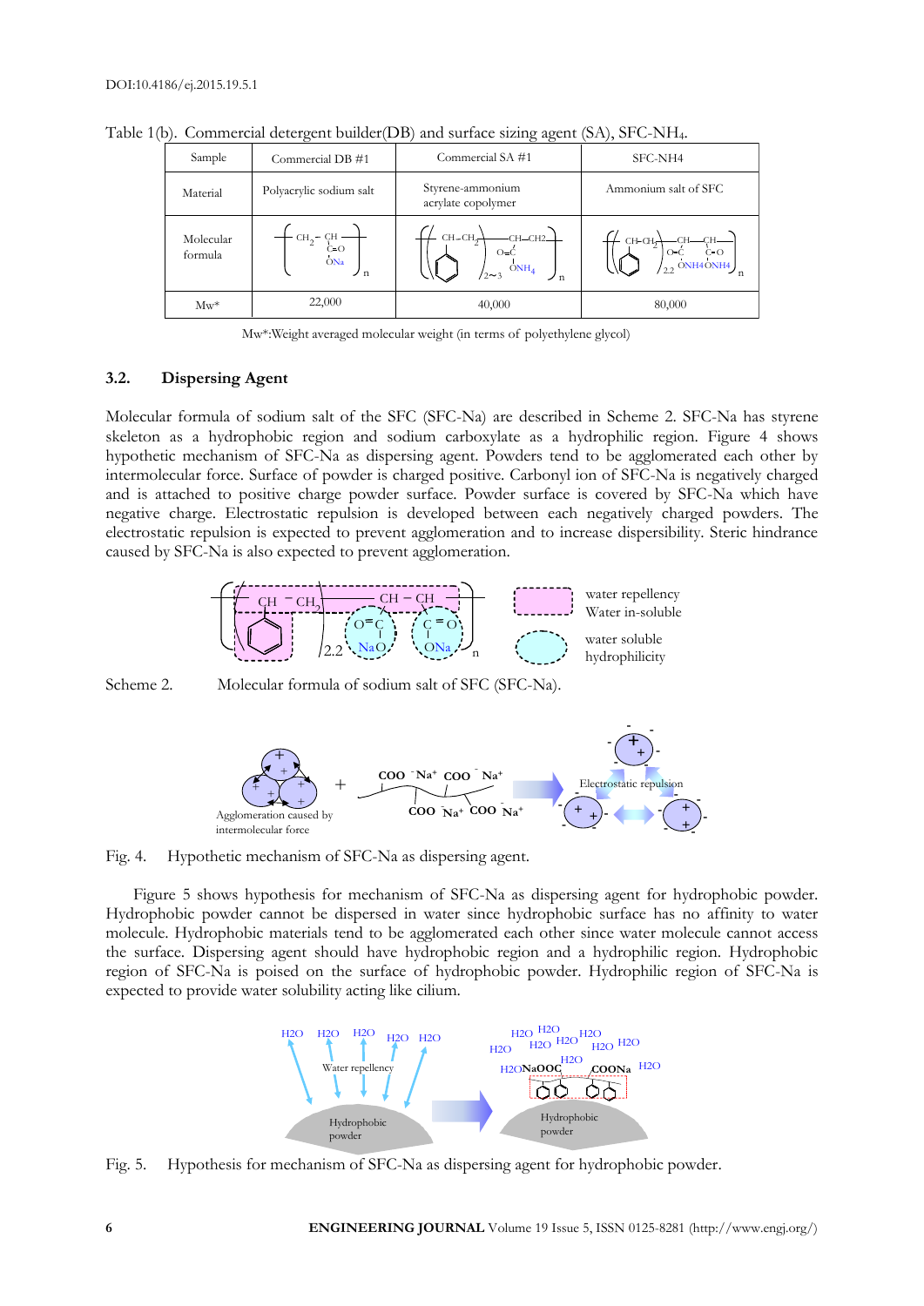Table 1(b). Commercial detergent builder(DB) and surface sizing agent (SA), SFC-NH4.

| Sample | Commercial DB #1 | Commercial SA #1 | SFC-NH4 |
|---|---|---|---|
| Material | Polyacrylic sodium salt | Styrene-ammonium acrylate copolymer | Ammonium salt of SFC |
| Molecular formula | | | |
| Mw* | 22,000 | 40,000 | 80,000 |

Mw*:Weight averaged molecular weight (in terms of polyethylene glycol)

### 3.2. Dispersing Agent

Molecular formula of sodium salt of the SFC (SFC-Na) are described in Scheme 2. SFC-Na has styrene skeleton as a hydrophobic region and sodium carboxylate as a hydrophilic region. Figure 4 shows hypothetic mechanism of SFC-Na as dispersing agent. Powders tend to be agglomerated each other by intermolecular force. Surface of powder is charged positive. Carbonyl ion of SFC-Na is negatively charged and is attached to positive charge powder surface. Powder surface is covered by SFC-Na which have negative charge. Electrostatic repulsion is developed between each negatively charged powders. The electrostatic repulsion is expected to prevent agglomeration and to increase dispersibility. Steric hindrance caused by SFC-Na is also expected to prevent agglomeration.

Scheme 2. Molecular formula of sodium salt of SFC (SFC-Na).

Fig. 4. Hypothetic mechanism of SFC-Na as dispersing agent.

Figure 5 shows hypothesis for mechanism of SFC-Na as dispersing agent for hydrophobic powder. Hydrophobic powder cannot be dispersed in water since hydrophobic surface has no affinity to water molecule. Hydrophobic materials tend to be agglomerated each other since water molecule cannot access the surface. Dispersing agent should have hydrophobic region and a hydrophilic region. Hydrophobic region of SFC-Na is poised on the surface of hydrophobic powder. Hydrophilic region of SFC-Na is expected to provide water solubility acting like cilium.

Fig. 5. Hypothesis for mechanism of SFC-Na as dispersing agent for hydrophobic powder.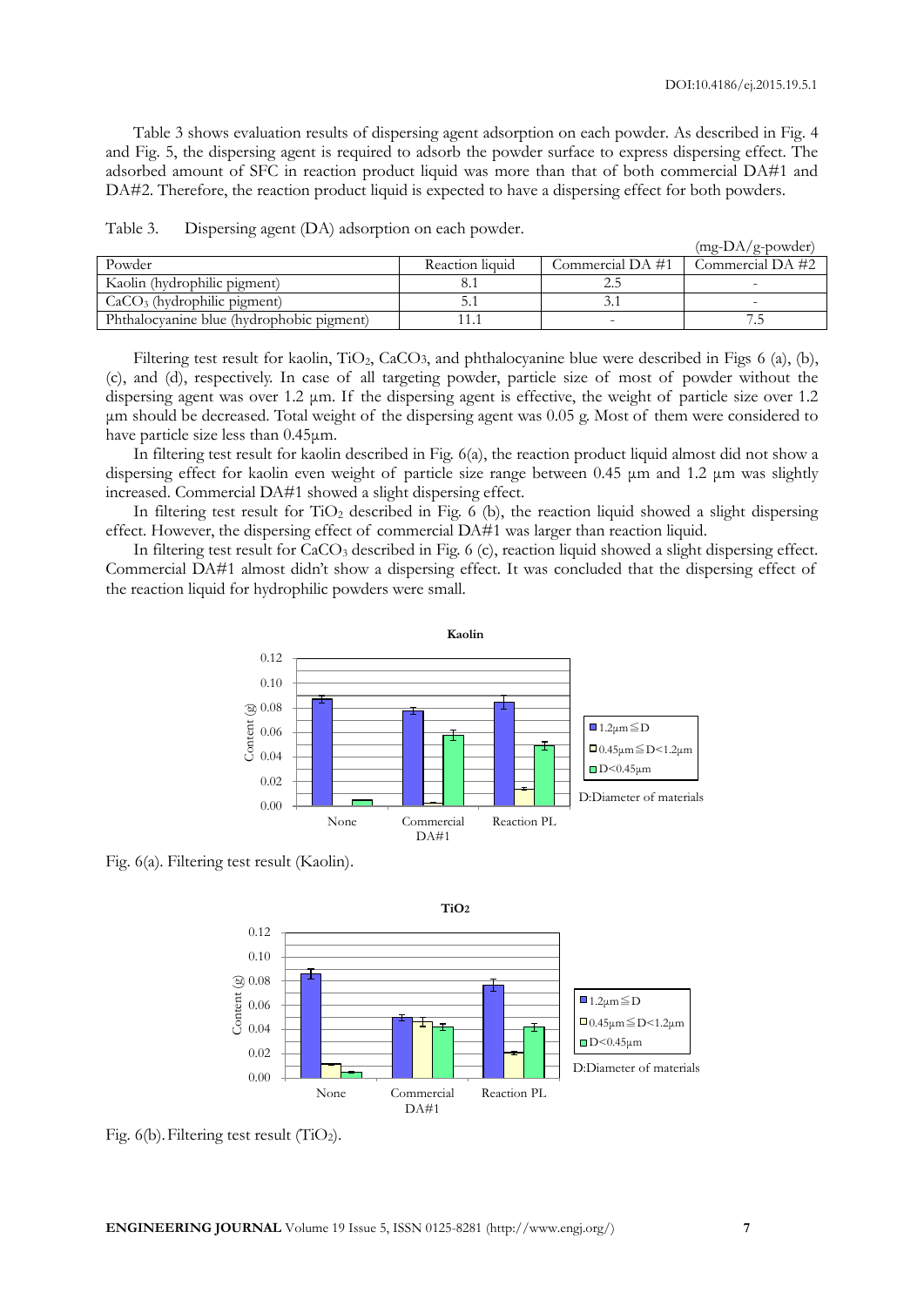Table 3 shows evaluation results of dispersing agent adsorption on each powder. As described in Fig. 4 and Fig. 5, the dispersing agent is required to adsorb the powder surface to express dispersing effect. The adsorbed amount of SFC in reaction product liquid was more than that of both commercial DA#1 and DA#2. Therefore, the reaction product liquid is expected to have a dispersing effect for both powders.

Table 3. Dispersing agent (DA) adsorption on each powder.

(mg-DA/g-powder)

| Powder | Reaction liquid | Commercial DA #1 | Commercial DA #2 |
|---|---|---|---|
| Kaolin (hydrophilic pigment) | 8.1 | 2.5 | - |
| $CaCO_3$ (hydrophilic pigment) | 5.1 | 3.1 | - |
| Phthalocyanine blue (hydrophobic pigment) | 11.1 | - | 7.5 |

Filtering test result for kaolin, $TiO_2$, $CaCO_3$, and phthalocyanine blue were described in Figs 6 (a), (b), (c), and (d), respectively. In case of all targeting powder, particle size of most of powder without the dispersing agent was over 1.2 μm. If the dispersing agent is effective, the weight of particle size over 1.2 μm should be decreased. Total weight of the dispersing agent was 0.05 g. Most of them were considered to have particle size less than 0.45μm.

In filtering test result for kaolin described in Fig. 6(a), the reaction product liquid almost did not show a dispersing effect for kaolin even weight of particle size range between 0.45 μm and 1.2 μm was slightly increased. Commercial DA#1 showed a slight dispersing effect.

In filtering test result for $TiO_2$ described in Fig. 6 (b), the reaction liquid showed a slight dispersing effect. However, the dispersing effect of commercial DA#1 was larger than reaction liquid.

In filtering test result for $CaCO_3$ described in Fig. 6 (c), reaction liquid showed a slight dispersing effect. Commercial DA#1 almost didn't show a dispersing effect. It was concluded that the dispersing effect of the reaction liquid for hydrophilic powders were small.

Fig. 6(a). Filtering test result (Kaolin).

Fig. 6(b). Filtering test result ($TiO_2$).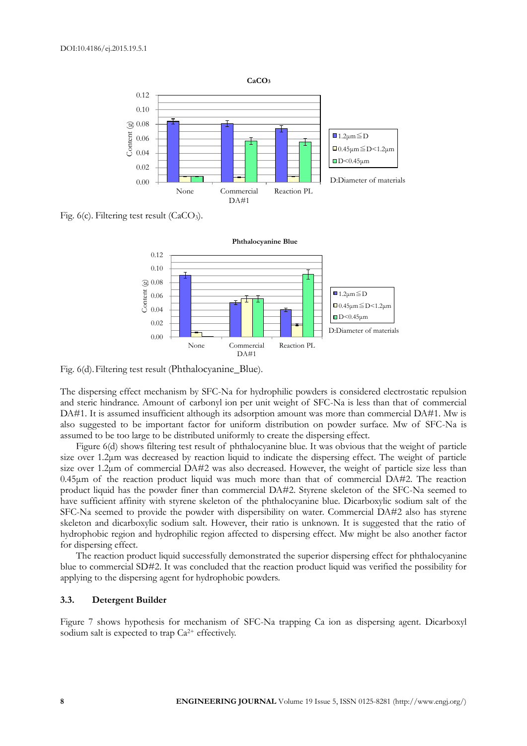CaCO3

| | None | Commercial DA#1 | Reaction PL |
|---|---|---|---|
| 1.2μm≦D | | | |
| 0.45μm≦D<1.2μm | | | |
| D<0.45μm | | | |

Fig. 6(c). Filtering test result ($CaCO_3$).

Fig. 6(d). Filtering test result (Phthalocyanine_Blue).

The dispersing effect mechanism by SFC-Na for hydrophilic powders is considered electrostatic repulsion and steric hindrance. Amount of carbonyl ion per unit weight of SFC-Na is less than that of commercial DA#1. It is assumed insufficient although its adsorption amount was more than commercial DA#1. Mw is also suggested to be important factor for uniform distribution on powder surface. Mw of SFC-Na is assumed to be too large to be distributed uniformly to create the dispersing effect.

Figure 6(d) shows filtering test result of phthalocyanine blue. It was obvious that the weight of particle size over 1.2μm was decreased by reaction liquid to indicate the dispersing effect. The weight of particle size over 1.2μm of commercial DA#2 was also decreased. However, the weight of particle size less than 0.45μm of the reaction product liquid was much more than that of commercial DA#2. The reaction product liquid has the powder finer than commercial DA#2. Styrene skeleton of the SFC-Na seemed to have sufficient affinity with styrene skeleton of the phthalocyanine blue. Dicarboxylic sodium salt of the SFC-Na seemed to provide the powder with dispersibility on water. Commercial DA#2 also has styrene skeleton and dicarboxylic sodium salt. However, their ratio is unknown. It is suggested that the ratio of hydrophobic region and hydrophilic region affected to dispersing effect. Mw might be also another factor for dispersing effect.

The reaction product liquid successfully demonstrated the superior dispersing effect for phthalocyanine blue to commercial SD#2. It was concluded that the reaction product liquid was verified the possibility for applying to the dispersing agent for hydrophobic powders.

### 3.3. Detergent Builder

Figure 7 shows hypothesis for mechanism of SFC-Na trapping Ca ion as dispersing agent. Dicarboxyl sodium salt is expected to trap $Ca^{2+}$ effectively.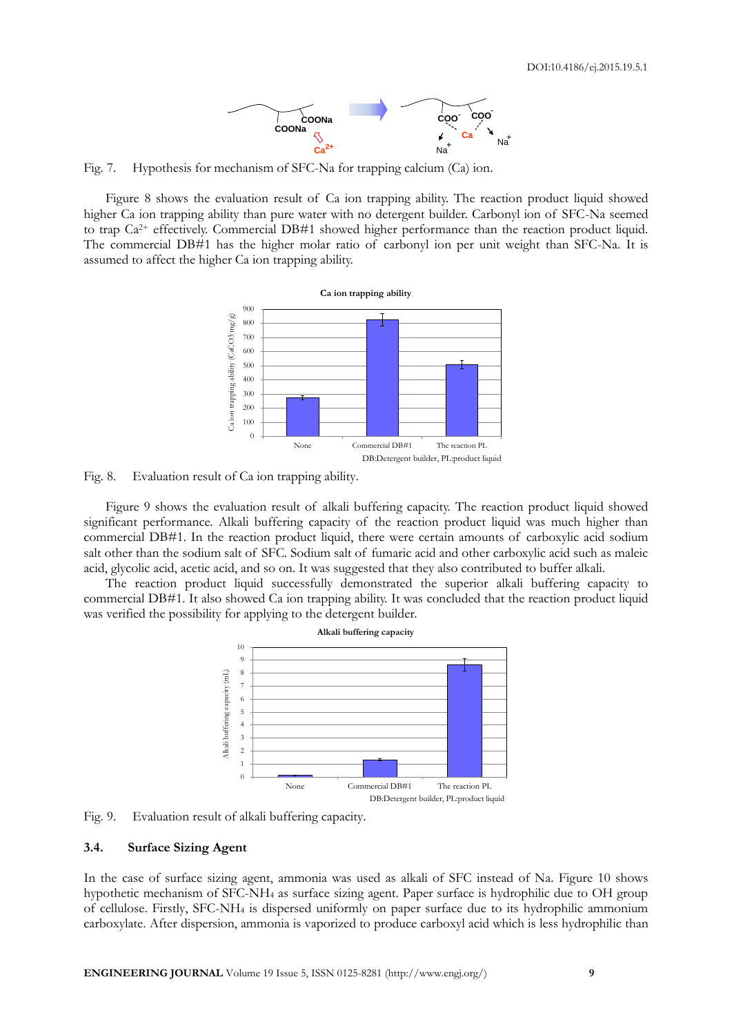Fig. 7. Hypothesis for mechanism of SFC-Na for trapping calcium (Ca) ion.

Figure 8 shows the evaluation result of Ca ion trapping ability. The reaction product liquid showed higher Ca ion trapping ability than pure water with no detergent builder. Carbonyl ion of SFC-Na seemed to trap $Ca^{2+}$ effectively. Commercial DB#1 showed higher performance than the reaction product liquid. The commercial DB#1 has the higher molar ratio of carbonyl ion per unit weight than SFC-Na. It is assumed to affect the higher Ca ion trapping ability.

Fig. 8. Evaluation result of Ca ion trapping ability.

Figure 9 shows the evaluation result of alkali buffering capacity. The reaction product liquid showed significant performance. Alkali buffering capacity of the reaction product liquid was much higher than commercial DB#1. In the reaction product liquid, there were certain amounts of carboxylic acid sodium salt other than the sodium salt of SFC. Sodium salt of fumaric acid and other carboxylic acid such as maleic acid, glycolic acid, acetic acid, and so on. It was suggested that they also contributed to buffer alkali.

The reaction product liquid successfully demonstrated the superior alkali buffering capacity to commercial DB#1. It also showed Ca ion trapping ability. It was concluded that the reaction product liquid was verified the possibility for applying to the detergent builder.

Fig. 9. Evaluation result of alkali buffering capacity.

### 3.4. Surface Sizing Agent

In the case of surface sizing agent, ammonia was used as alkali of SFC instead of Na. Figure 10 shows hypothetic mechanism of SFC-$NH_4$ as surface sizing agent. Paper surface is hydrophilic due to OH group of cellulose. Firstly, SFC-$NH_4$ is dispersed uniformly on paper surface due to its hydrophilic ammonium carboxylate. After dispersion, ammonia is vaporized to produce carboxyl acid which is less hydrophilic than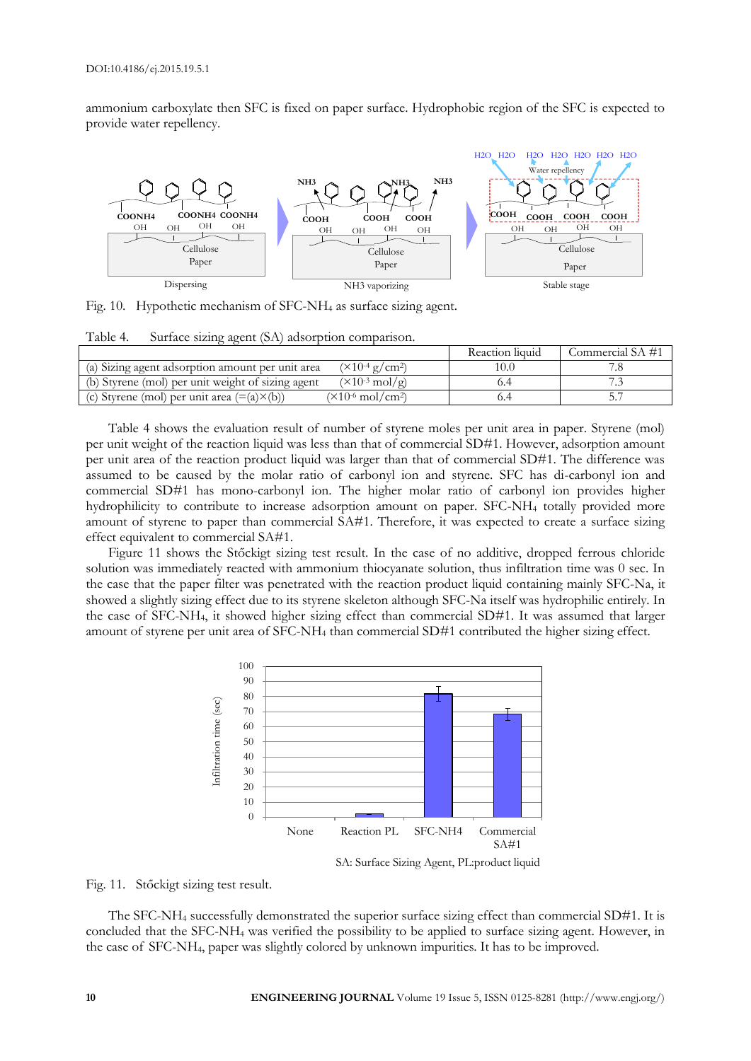ammonium carboxylate then SFC is fixed on paper surface. Hydrophobic region of the SFC is expected to provide water repellency.

Fig. 10. Hypothetic mechanism of SFC-$NH_4$ as surface sizing agent.

Table 4. Surface sizing agent (SA) adsorption comparison.

| | | Reaction liquid | Commercial SA #1 |
|---|---|---|---|
| (a) Sizing agent adsorption amount per unit area | ($\times 10^{-4}$ g/cm$^2$) | 10.0 | 7.8 |
| (b) Styrene (mol) per unit weight of sizing agent | ($\times 10^{-3}$ mol/g) | 6.4 | 7.3 |
| (c) Styrene (mol) per unit area (=(a)×(b)) | ($\times 10^{-6}$ mol/cm$^2$) | 6.4 | 5.7 |

Table 4 shows the evaluation result of number of styrene moles per unit area in paper. Styrene (mol) per unit weight of the reaction liquid was less than that of commercial SD#1. However, adsorption amount per unit area of the reaction product liquid was larger than that of commercial SD#1. The difference was assumed to be caused by the molar ratio of carbonyl ion and styrene. SFC has di-carbonyl ion and commercial SD#1 has mono-carbonyl ion. The higher molar ratio of carbonyl ion provides higher hydrophilicity to contribute to increase adsorption amount on paper. SFC-$NH_4$ totally provided more amount of styrene to paper than commercial SA#1. Therefore, it was expected to create a surface sizing effect equivalent to commercial SA#1.

Figure 11 shows the Stőckigt sizing test result. In the case of no additive, dropped ferrous chloride solution was immediately reacted with ammonium thiocyanate solution, thus infiltration time was 0 sec. In the case that the paper filter was penetrated with the reaction product liquid containing mainly SFC-Na, it showed a slightly sizing effect due to its styrene skeleton although SFC-Na itself was hydrophilic entirely. In the case of SFC-$NH_4$, it showed higher sizing effect than commercial SD#1. It was assumed that larger amount of styrene per unit area of SFC-$NH_4$ than commercial SD#1 contributed the higher sizing effect.

SA: Surface Sizing Agent, PL:product liquid

Fig. 11. Stőckigt sizing test result.

The SFC-$NH_4$ successfully demonstrated the superior surface sizing effect than commercial SD#1. It is concluded that the SFC-$NH_4$ was verified the possibility to be applied to surface sizing agent. However, in the case of SFC-$NH_4$, paper was slightly colored by unknown impurities. It has to be improved.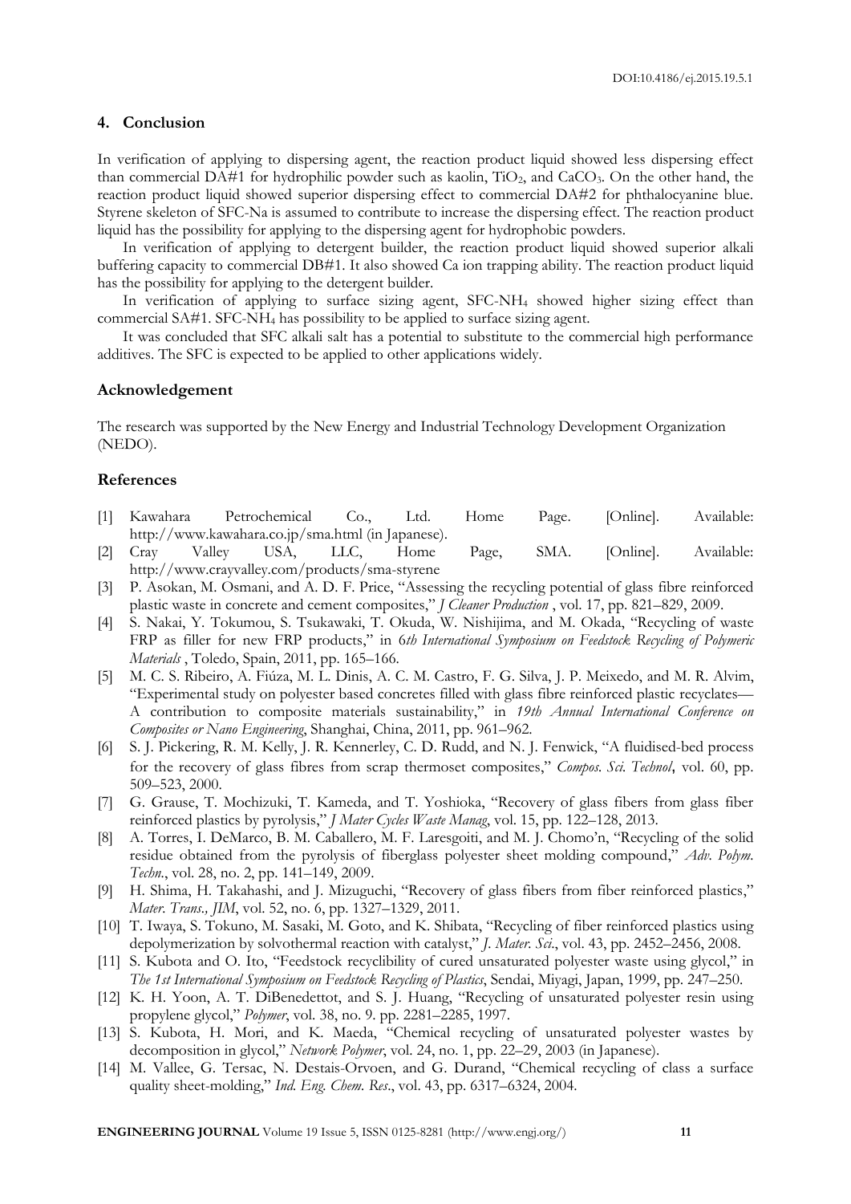## 4. Conclusion

In verification of applying to dispersing agent, the reaction product liquid showed less dispersing effect than commercial DA#1 for hydrophilic powder such as kaolin, $TiO_2$, and $CaCO_3$. On the other hand, the reaction product liquid showed superior dispersing effect to commercial DA#2 for phthalocyanine blue. Styrene skeleton of SFC-Na is assumed to contribute to increase the dispersing effect. The reaction product liquid has the possibility for applying to the dispersing agent for hydrophobic powders.

In verification of applying to detergent builder, the reaction product liquid showed superior alkali buffering capacity to commercial DB#1. It also showed Ca ion trapping ability. The reaction product liquid has the possibility for applying to the detergent builder.

In verification of applying to surface sizing agent, SFC-$NH_4$ showed higher sizing effect than commercial SA#1. SFC-$NH_4$ has possibility to be applied to surface sizing agent.

It was concluded that SFC alkali salt has a potential to substitute to the commercial high performance additives. The SFC is expected to be applied to other applications widely.

### Acknowledgement

The research was supported by the New Energy and Industrial Technology Development Organization (NEDO).

### References

[1] Kawahara Petrochemical Co., Ltd. Home Page. [Online]. Available: http://www.kawahara.co.jp/sma.html (in Japanese).

[2] Cray Valley USA, LLC, Home Page, SMA. [Online]. Available: http://www.crayvalley.com/products/sma-styrene

[3] P. Asokan, M. Osmani, and A. D. F. Price, "Assessing the recycling potential of glass fibre reinforced plastic waste in concrete and cement composites," *J Cleaner Production* , vol. 17, pp. 821–829, 2009.

[4] S. Nakai, Y. Tokumou, S. Tsukawaki, T. Okuda, W. Nishijima, and M. Okada, "Recycling of waste FRP as filler for new FRP products," in *6th International Symposium on Feedstock Recycling of Polymeric Materials* , Toledo, Spain, 2011, pp. 165–166.

[5] M. C. S. Ribeiro, A. Fiúza, M. L. Dinis, A. C. M. Castro, F. G. Silva, J. P. Meixedo, and M. R. Alvim, "Experimental study on polyester based concretes filled with glass fibre reinforced plastic recyclates—A contribution to composite materials sustainability," in *19th Annual International Conference on Composites or Nano Engineering*, Shanghai, China, 2011, pp. 961–962.

[6] S. J. Pickering, R. M. Kelly, J. R. Kennerley, C. D. Rudd, and N. J. Fenwick, "A fluidised-bed process for the recovery of glass fibres from scrap thermoset composites," *Compos. Sci. Technol*, vol. 60, pp. 509–523, 2000.

[7] G. Grause, T. Mochizuki, T. Kameda, and T. Yoshioka, "Recovery of glass fibers from glass fiber reinforced plastics by pyrolysis," *J Mater Cycles Waste Manag*, vol. 15, pp. 122–128, 2013.

[8] A. Torres, I. DeMarco, B. M. Caballero, M. F. Laresgoiti, and M. J. Chomo'n, "Recycling of the solid residue obtained from the pyrolysis of fiberglass polyester sheet molding compound," *Adv. Polym. Techn.*, vol. 28, no. 2, pp. 141–149, 2009.

[9] H. Shima, H. Takahashi, and J. Mizuguchi, "Recovery of glass fibers from fiber reinforced plastics," *Mater. Trans., JIM*, vol. 52, no. 6, pp. 1327–1329, 2011.

[10] T. Iwaya, S. Tokuno, M. Sasaki, M. Goto, and K. Shibata, "Recycling of fiber reinforced plastics using depolymerization by solvothermal reaction with catalyst," *J. Mater. Sci.*, vol. 43, pp. 2452–2456, 2008.

[11] S. Kubota and O. Ito, "Feedstock recyclibility of cured unsaturated polyester waste using glycol," in *The 1st International Symposium on Feedstock Recycling of Plastics*, Sendai, Miyagi, Japan, 1999, pp. 247–250.

[12] K. H. Yoon, A. T. DiBenedettot, and S. J. Huang, "Recycling of unsaturated polyester resin using propylene glycol," *Polymer*, vol. 38, no. 9. pp. 2281–2285, 1997.

[13] S. Kubota, H. Mori, and K. Maeda, "Chemical recycling of unsaturated polyester wastes by decomposition in glycol," *Network Polymer*, vol. 24, no. 1, pp. 22–29, 2003 (in Japanese).

[14] M. Vallee, G. Tersac, N. Destais-Orvoen, and G. Durand, "Chemical recycling of class a surface quality sheet-molding," *Ind. Eng. Chem. Res*., vol. 43, pp. 6317–6324, 2004.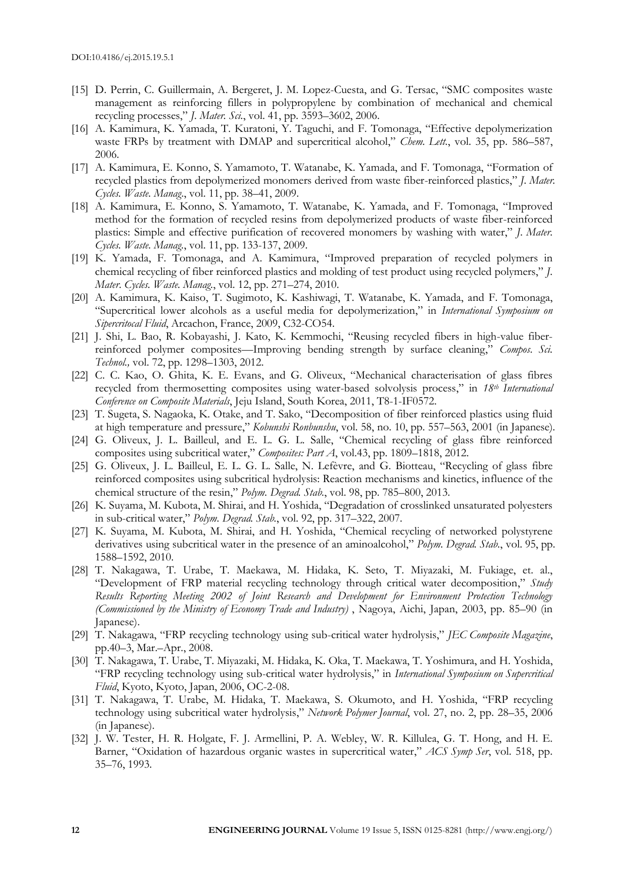[15] D. Perrin, C. Guillermain, A. Bergeret, J. M. Lopez-Cuesta, and G. Tersac, "SMC composites waste management as reinforcing fillers in polypropylene by combination of mechanical and chemical recycling processes," *J. Mater. Sci.*, vol. 41, pp. 3593–3602, 2006.

[16] A. Kamimura, K. Yamada, T. Kuratoni, Y. Taguchi, and F. Tomonaga, "Effective depolymerization waste FRPs by treatment with DMAP and supercritical alcohol," *Chem. Lett.*, vol. 35, pp. 586–587, 2006.

[17] A. Kamimura, E. Konno, S. Yamamoto, T. Watanabe, K. Yamada, and F. Tomonaga, "Formation of recycled plastics from depolymerized monomers derived from waste fiber-reinforced plastics," *J. Mater. Cycles. Waste. Manag.*, vol. 11, pp. 38–41, 2009.

[18] A. Kamimura, E. Konno, S. Yamamoto, T. Watanabe, K. Yamada, and F. Tomonaga, "Improved method for the formation of recycled resins from depolymerized products of waste fiber-reinforced plastics: Simple and effective purification of recovered monomers by washing with water," *J. Mater. Cycles. Waste. Manag.*, vol. 11, pp. 133-137, 2009.

[19] K. Yamada, F. Tomonaga, and A. Kamimura, "Improved preparation of recycled polymers in chemical recycling of fiber reinforced plastics and molding of test product using recycled polymers," *J. Mater. Cycles. Waste. Manag.*, vol. 12, pp. 271–274, 2010.

[20] A. Kamimura, K. Kaiso, T. Sugimoto, K. Kashiwagi, T. Watanabe, K. Yamada, and F. Tomonaga, "Supercritical lower alcohols as a useful media for depolymerization," in *International Symposium on Sipercritocal Fluid*, Arcachon, France, 2009, C32-CO54.

[21] J. Shi, L. Bao, R. Kobayashi, J. Kato, K. Kemmochi, "Reusing recycled fibers in high-value fiber-reinforced polymer composites—Improving bending strength by surface cleaning," *Compos. Sci. Technol.,* vol. 72, pp. 1298–1303, 2012.

[22] C. C. Kao, O. Ghita, K. E. Evans, and G. Oliveux, "Mechanical characterisation of glass fibres recycled from thermosetting composites using water-based solvolysis process," in *18th International Conference on Composite Materials*, Jeju Island, South Korea, 2011, T8-1-IF0572.

[23] T. Sugeta, S. Nagaoka, K. Otake, and T. Sako, "Decomposition of fiber reinforced plastics using fluid at high temperature and pressure," *Kobunshi Ronbunshu*, vol. 58, no. 10, pp. 557–563, 2001 (in Japanese).

[24] G. Oliveux, J. L. Bailleul, and E. L. G. L. Salle, "Chemical recycling of glass fibre reinforced composites using subcritical water," *Composites: Part A*, vol.43, pp. 1809–1818, 2012.

[25] G. Oliveux, J. L. Bailleul, E. L. G. L. Salle, N. Lefèvre, and G. Biotteau, "Recycling of glass fibre reinforced composites using subcritical hydrolysis: Reaction mechanisms and kinetics, influence of the chemical structure of the resin," *Polym. Degrad. Stab.*, vol. 98, pp. 785–800, 2013.

[26] K. Suyama, M. Kubota, M. Shirai, and H. Yoshida, "Degradation of crosslinked unsaturated polyesters in sub-critical water," *Polym. Degrad. Stab.*, vol. 92, pp. 317–322, 2007.

[27] K. Suyama, M. Kubota, M. Shirai, and H. Yoshida, "Chemical recycling of networked polystyrene derivatives using subcritical water in the presence of an aminoalcohol," *Polym. Degrad. Stab.*, vol. 95, pp. 1588–1592, 2010.

[28] T. Nakagawa, T. Urabe, T. Maekawa, M. Hidaka, K. Seto, T. Miyazaki, M. Fukiage, et. al., "Development of FRP material recycling technology through critical water decomposition," *Study Results Reporting Meeting 2002 of Joint Research and Development for Environment Protection Technology (Commissioned by the Ministry of Economy Trade and Industry)* , Nagoya, Aichi, Japan, 2003, pp. 85–90 (in Japanese).

[29] T. Nakagawa, "FRP recycling technology using sub-critical water hydrolysis," *JEC Composite Magazine*, pp.40–3, Mar.–Apr., 2008.

[30] T. Nakagawa, T. Urabe, T. Miyazaki, M. Hidaka, K. Oka, T. Maekawa, T. Yoshimura, and H. Yoshida, "FRP recycling technology using sub-critical water hydrolysis," in *International Symposium on Supercritical Fluid*, Kyoto, Kyoto, Japan, 2006, OC-2-08.

[31] T. Nakagawa, T. Urabe, M. Hidaka, T. Maekawa, S. Okumoto, and H. Yoshida, "FRP recycling technology using subcritical water hydrolysis," *Network Polymer Journal*, vol. 27, no. 2, pp. 28–35, 2006 (in Japanese).

[32] J. W. Tester, H. R. Holgate, F. J. Armellini, P. A. Webley, W. R. Killulea, G. T. Hong, and H. E. Barner, "Oxidation of hazardous organic wastes in supercritical water," *ACS Symp Ser*, vol. 518, pp. 35–76, 1993.